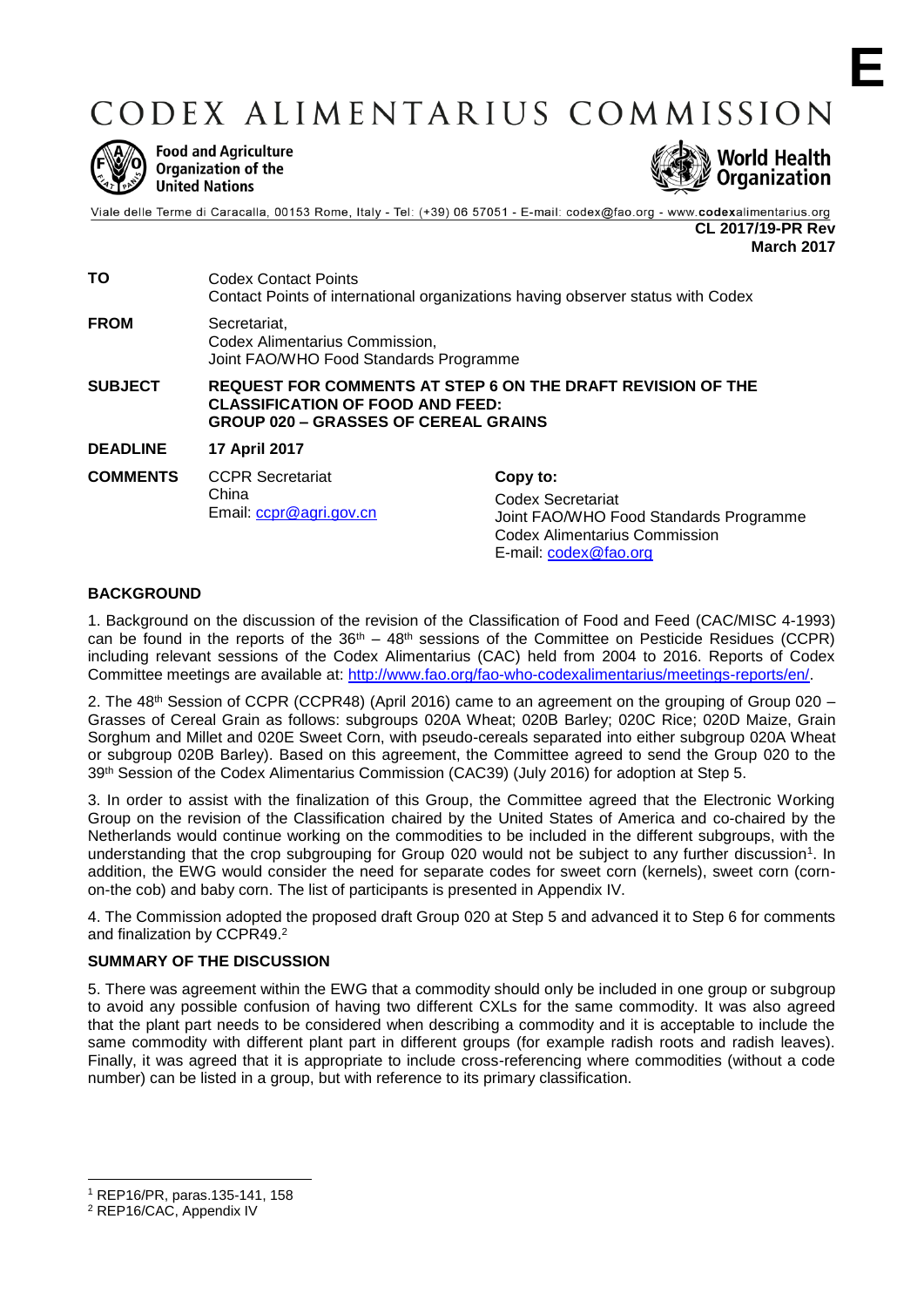E

# CODEX ALIMENTARIUS COMMISSION

**Food and Agriculture Organization of the United Nations**

**World Health Organization**

Viale delle Terme di Caracalla, 00153 Rome, Italy - Tel: (+39) 06 57051 - E-mail: codex@fao.org - www.codexalimentarius.org

**CL 2017/19-PR Rev**
**March 2017**

| | | |
|---|---|---|
| **TO** | Codex Contact Points<br>Contact Points of international organizations having observer status with Codex | |
| **FROM** | Secretariat,<br>Codex Alimentarius Commission,<br>Joint FAO/WHO Food Standards Programme | |
| **SUBJECT** | **REQUEST FOR COMMENTS AT STEP 6 ON THE DRAFT REVISION OF THE CLASSIFICATION OF FOOD AND FEED: GROUP 020 – GRASSES OF CEREAL GRAINS** | |
| **DEADLINE** | **17 April 2017** | |
| **COMMENTS** | CCPR Secretariat<br>China<br>Email: ccpr@agri.gov.cn | **Copy to:**<br>Codex Secretariat<br>Joint FAO/WHO Food Standards Programme<br>Codex Alimentarius Commission<br>E-mail: codex@fao.org |

## BACKGROUND

1. Background on the discussion of the revision of the Classification of Food and Feed (CAC/MISC 4-1993) can be found in the reports of the 36th – 48th sessions of the Committee on Pesticide Residues (CCPR) including relevant sessions of the Codex Alimentarius (CAC) held from 2004 to 2016. Reports of Codex Committee meetings are available at: http://www.fao.org/fao-who-codexalimentarius/meetings-reports/en/.

2. The 48th Session of CCPR (CCPR48) (April 2016) came to an agreement on the grouping of Group 020 – Grasses of Cereal Grain as follows: subgroups 020A Wheat; 020B Barley; 020C Rice; 020D Maize, Grain Sorghum and Millet and 020E Sweet Corn, with pseudo-cereals separated into either subgroup 020A Wheat or subgroup 020B Barley). Based on this agreement, the Committee agreed to send the Group 020 to the 39th Session of the Codex Alimentarius Commission (CAC39) (July 2016) for adoption at Step 5.

3. In order to assist with the finalization of this Group, the Committee agreed that the Electronic Working Group on the revision of the Classification chaired by the United States of America and co-chaired by the Netherlands would continue working on the commodities to be included in the different subgroups, with the understanding that the crop subgrouping for Group 020 would not be subject to any further discussion[1]. In addition, the EWG would consider the need for separate codes for sweet corn (kernels), sweet corn (corn-on-the cob) and baby corn. The list of participants is presented in Appendix IV.

4. The Commission adopted the proposed draft Group 020 at Step 5 and advanced it to Step 6 for comments and finalization by CCPR49.[2]

## SUMMARY OF THE DISCUSSION

5. There was agreement within the EWG that a commodity should only be included in one group or subgroup to avoid any possible confusion of having two different CXLs for the same commodity. It was also agreed that the plant part needs to be considered when describing a commodity and it is acceptable to include the same commodity with different plant part in different groups (for example radish roots and radish leaves). Finally, it was agreed that it is appropriate to include cross-referencing where commodities (without a code number) can be listed in a group, but with reference to its primary classification.

---

[1] REP16/PR, paras.135-141, 158

[2] REP16/CAC, Appendix IV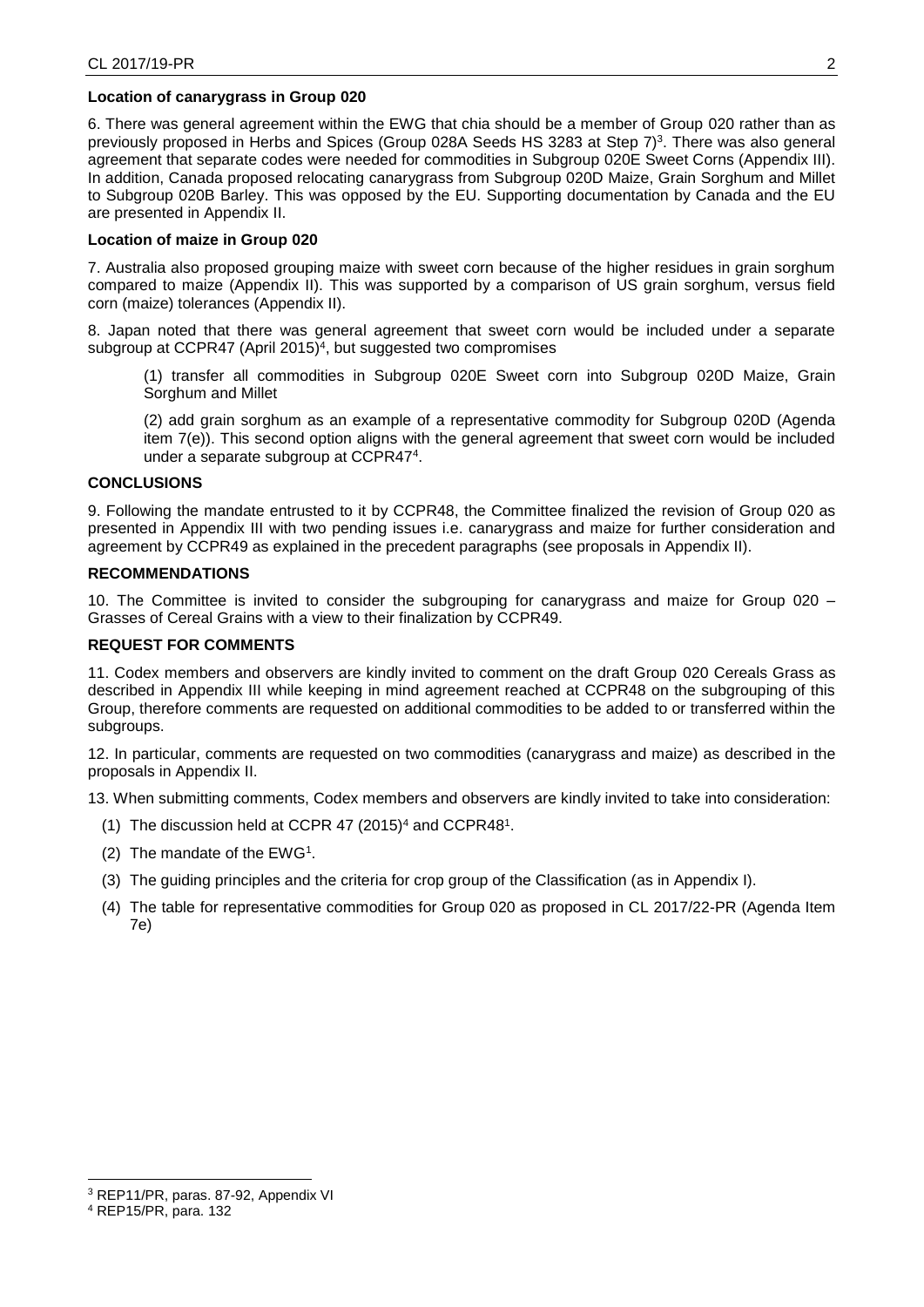**Location of canarygrass in Group 020**

6. There was general agreement within the EWG that chia should be a member of Group 020 rather than as previously proposed in Herbs and Spices (Group 028A Seeds HS 3283 at Step 7)[3]. There was also general agreement that separate codes were needed for commodities in Subgroup 020E Sweet Corns (Appendix III). In addition, Canada proposed relocating canarygrass from Subgroup 020D Maize, Grain Sorghum and Millet to Subgroup 020B Barley. This was opposed by the EU. Supporting documentation by Canada and the EU are presented in Appendix II.

**Location of maize in Group 020**

7. Australia also proposed grouping maize with sweet corn because of the higher residues in grain sorghum compared to maize (Appendix II). This was supported by a comparison of US grain sorghum, versus field corn (maize) tolerances (Appendix II).

8. Japan noted that there was general agreement that sweet corn would be included under a separate subgroup at CCPR47 (April 2015)[4], but suggested two compromises

> (1) transfer all commodities in Subgroup 020E Sweet corn into Subgroup 020D Maize, Grain Sorghum and Millet
>
> (2) add grain sorghum as an example of a representative commodity for Subgroup 020D (Agenda item 7(e)). This second option aligns with the general agreement that sweet corn would be included under a separate subgroup at CCPR47[4].

**CONCLUSIONS**

9. Following the mandate entrusted to it by CCPR48, the Committee finalized the revision of Group 020 as presented in Appendix III with two pending issues i.e. canarygrass and maize for further consideration and agreement by CCPR49 as explained in the precedent paragraphs (see proposals in Appendix II).

**RECOMMENDATIONS**

10. The Committee is invited to consider the subgrouping for canarygrass and maize for Group 020 – Grasses of Cereal Grains with a view to their finalization by CCPR49.

**REQUEST FOR COMMENTS**

11. Codex members and observers are kindly invited to comment on the draft Group 020 Cereals Grass as described in Appendix III while keeping in mind agreement reached at CCPR48 on the subgrouping of this Group, therefore comments are requested on additional commodities to be added to or transferred within the subgroups.

12. In particular, comments are requested on two commodities (canarygrass and maize) as described in the proposals in Appendix II.

13. When submitting comments, Codex members and observers are kindly invited to take into consideration:

(1) The discussion held at CCPR 47 (2015)[4] and CCPR48[1].

(2) The mandate of the EWG[1].

(3) The guiding principles and the criteria for crop group of the Classification (as in Appendix I).

(4) The table for representative commodities for Group 020 as proposed in CL 2017/22-PR (Agenda Item 7e)

---

[3] REP11/PR, paras. 87-92, Appendix VI

[4] REP15/PR, para. 132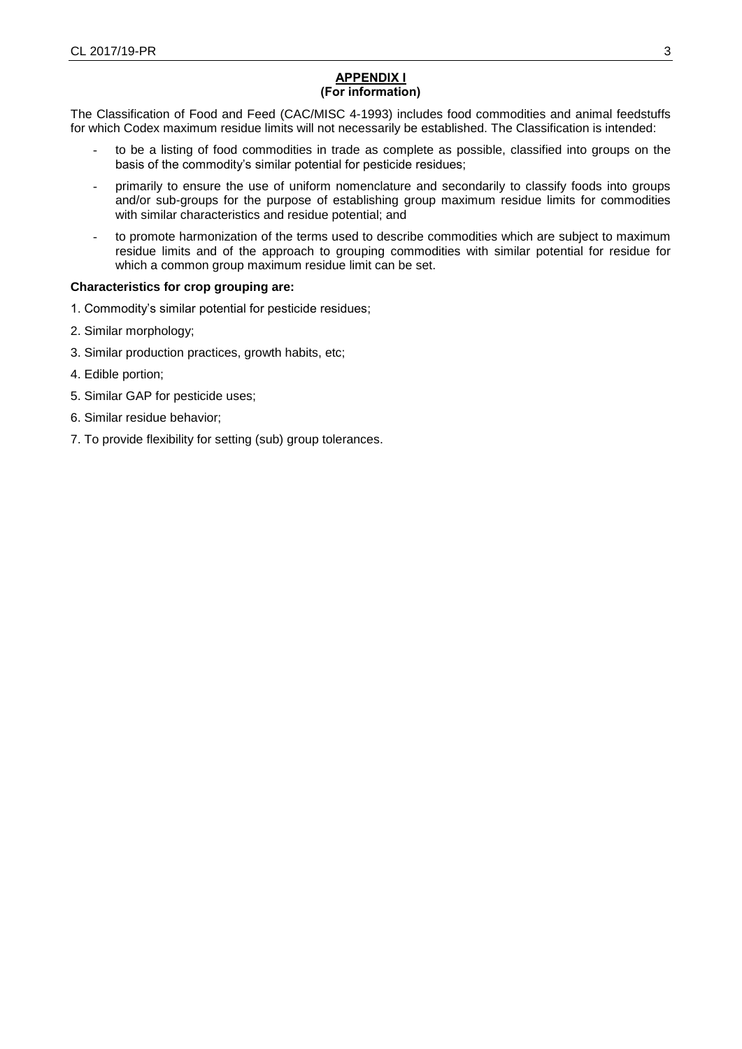## APPENDIX I
**(For information)**

The Classification of Food and Feed (CAC/MISC 4-1993) includes food commodities and animal feedstuffs for which Codex maximum residue limits will not necessarily be established. The Classification is intended:

- to be a listing of food commodities in trade as complete as possible, classified into groups on the basis of the commodity's similar potential for pesticide residues;
- primarily to ensure the use of uniform nomenclature and secondarily to classify foods into groups and/or sub-groups for the purpose of establishing group maximum residue limits for commodities with similar characteristics and residue potential; and
- to promote harmonization of the terms used to describe commodities which are subject to maximum residue limits and of the approach to grouping commodities with similar potential for residue for which a common group maximum residue limit can be set.

**Characteristics for crop grouping are:**

1. Commodity's similar potential for pesticide residues;
2. Similar morphology;
3. Similar production practices, growth habits, etc;
4. Edible portion;
5. Similar GAP for pesticide uses;
6. Similar residue behavior;
7. To provide flexibility for setting (sub) group tolerances.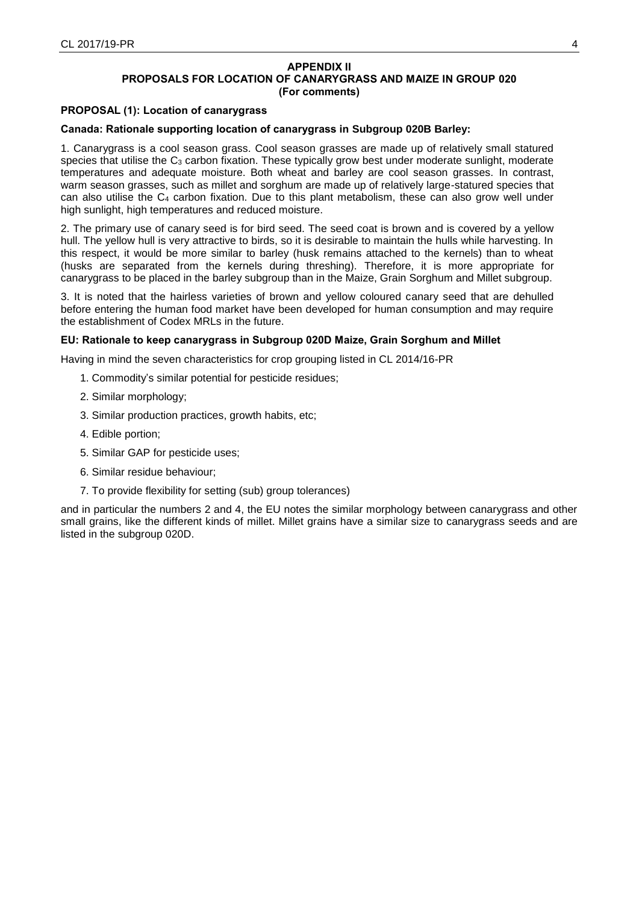# APPENDIX II
# PROPOSALS FOR LOCATION OF CANARYGRASS AND MAIZE IN GROUP 020
**(For comments)**

## PROPOSAL (1): Location of canarygrass

### Canada: Rationale supporting location of canarygrass in Subgroup 020B Barley:

1. Canarygrass is a cool season grass. Cool season grasses are made up of relatively small statured species that utilise the $C_3$ carbon fixation. These typically grow best under moderate sunlight, moderate temperatures and adequate moisture. Both wheat and barley are cool season grasses. In contrast, warm season grasses, such as millet and sorghum are made up of relatively large-statured species that can also utilise the $C_4$ carbon fixation. Due to this plant metabolism, these can also grow well under high sunlight, high temperatures and reduced moisture.

2. The primary use of canary seed is for bird seed. The seed coat is brown and is covered by a yellow hull. The yellow hull is very attractive to birds, so it is desirable to maintain the hulls while harvesting. In this respect, it would be more similar to barley (husk remains attached to the kernels) than to wheat (husks are separated from the kernels during threshing). Therefore, it is more appropriate for canarygrass to be placed in the barley subgroup than in the Maize, Grain Sorghum and Millet subgroup.

3. It is noted that the hairless varieties of brown and yellow coloured canary seed that are dehulled before entering the human food market have been developed for human consumption and may require the establishment of Codex MRLs in the future.

### EU: Rationale to keep canarygrass in Subgroup 020D Maize, Grain Sorghum and Millet

Having in mind the seven characteristics for crop grouping listed in CL 2014/16-PR

1. Commodity's similar potential for pesticide residues;
2. Similar morphology;
3. Similar production practices, growth habits, etc;
4. Edible portion;
5. Similar GAP for pesticide uses;
6. Similar residue behaviour;
7. To provide flexibility for setting (sub) group tolerances)

and in particular the numbers 2 and 4, the EU notes the similar morphology between canarygrass and other small grains, like the different kinds of millet. Millet grains have a similar size to canarygrass seeds and are listed in the subgroup 020D.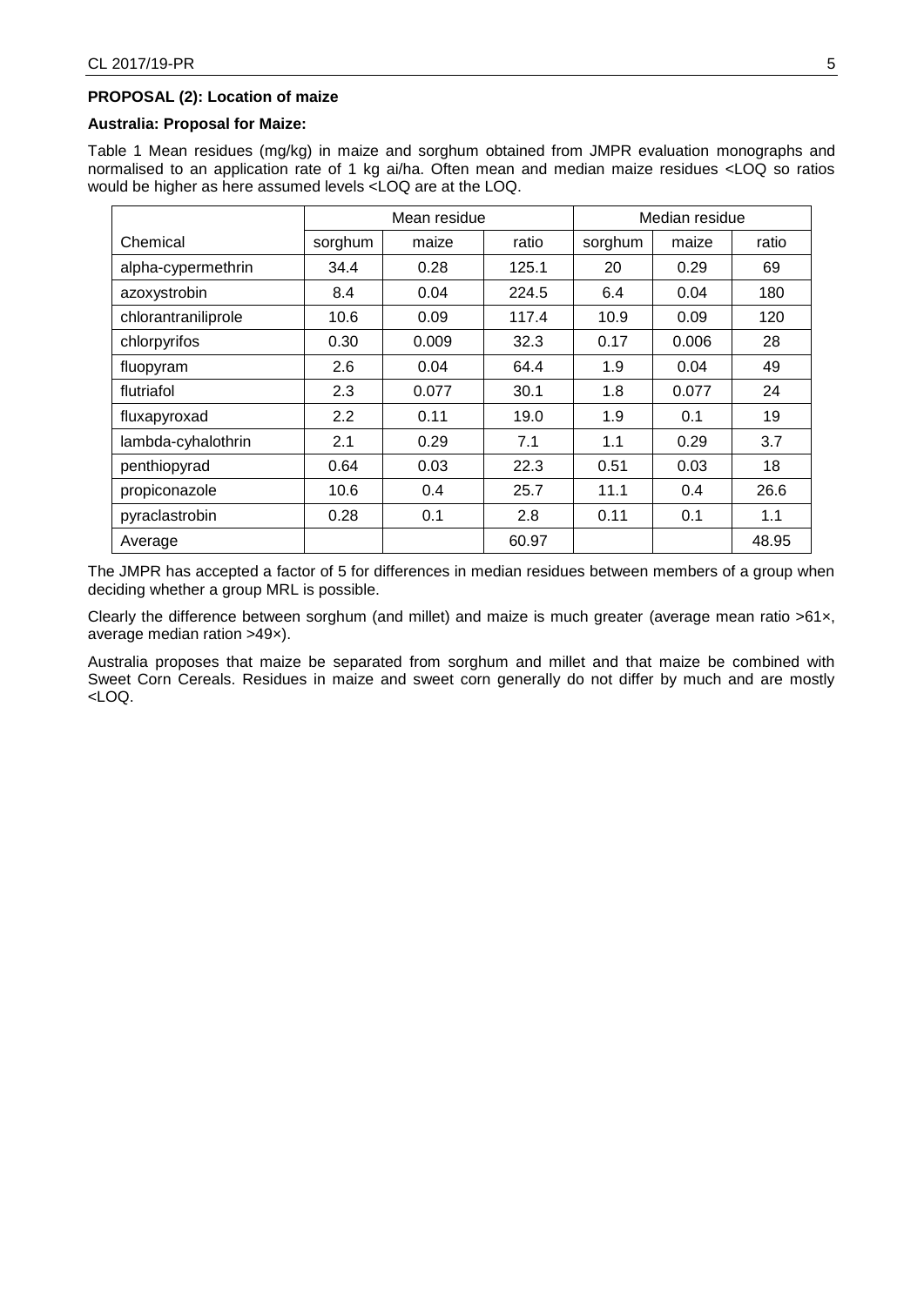**PROPOSAL (2): Location of maize**

**Australia: Proposal for Maize:**

Table 1 Mean residues (mg/kg) in maize and sorghum obtained from JMPR evaluation monographs and normalised to an application rate of 1 kg ai/ha. Often mean and median maize residues <LOQ so ratios would be higher as here assumed levels <LOQ are at the LOQ.

| | Mean residue | | | Median residue | | |
|---|---|---|---|---|---|---|
| Chemical | sorghum | maize | ratio | sorghum | maize | ratio |
| alpha-cypermethrin | 34.4 | 0.28 | 125.1 | 20 | 0.29 | 69 |
| azoxystrobin | 8.4 | 0.04 | 224.5 | 6.4 | 0.04 | 180 |
| chlorantraniliprole | 10.6 | 0.09 | 117.4 | 10.9 | 0.09 | 120 |
| chlorpyrifos | 0.30 | 0.009 | 32.3 | 0.17 | 0.006 | 28 |
| fluopyram | 2.6 | 0.04 | 64.4 | 1.9 | 0.04 | 49 |
| flutriafol | 2.3 | 0.077 | 30.1 | 1.8 | 0.077 | 24 |
| fluxapyroxad | 2.2 | 0.11 | 19.0 | 1.9 | 0.1 | 19 |
| lambda-cyhalothrin | 2.1 | 0.29 | 7.1 | 1.1 | 0.29 | 3.7 |
| penthiopyrad | 0.64 | 0.03 | 22.3 | 0.51 | 0.03 | 18 |
| propiconazole | 10.6 | 0.4 | 25.7 | 11.1 | 0.4 | 26.6 |
| pyraclastrobin | 0.28 | 0.1 | 2.8 | 0.11 | 0.1 | 1.1 |
| Average | | | 60.97 | | | 48.95 |

The JMPR has accepted a factor of 5 for differences in median residues between members of a group when deciding whether a group MRL is possible.

Clearly the difference between sorghum (and millet) and maize is much greater (average mean ratio >61×, average median ration >49×).

Australia proposes that maize be separated from sorghum and millet and that maize be combined with Sweet Corn Cereals. Residues in maize and sweet corn generally do not differ by much and are mostly <LOQ.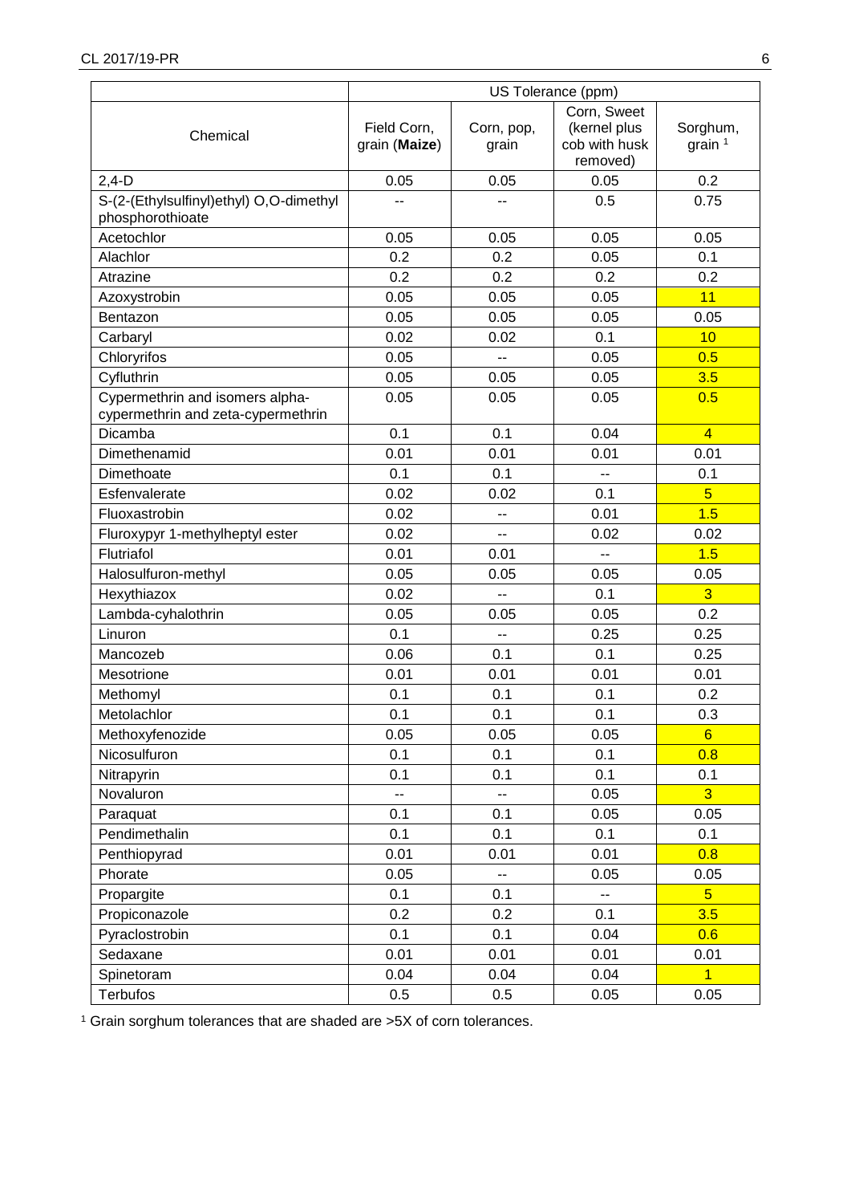| Chemical | US Tolerance (ppm) | | | |
|---|---|---|---|---|
| | Field Corn, grain (**Maize**) | Corn, pop, grain | Corn, Sweet (kernel plus cob with husk removed) | Sorghum, grain [1] |
| 2,4-D | 0.05 | 0.05 | 0.05 | 0.2 |
| S-(2-(Ethylsulfinyl)ethyl) O,O-dimethyl phosphorothioate | -- | -- | 0.5 | 0.75 |
| Acetochlor | 0.05 | 0.05 | 0.05 | 0.05 |
| Alachlor | 0.2 | 0.2 | 0.05 | 0.1 |
| Atrazine | 0.2 | 0.2 | 0.2 | 0.2 |
| Azoxystrobin | 0.05 | 0.05 | 0.05 | 11 |
| Bentazon | 0.05 | 0.05 | 0.05 | 0.05 |
| Carbaryl | 0.02 | 0.02 | 0.1 | 10 |
| Chloryrifos | 0.05 | -- | 0.05 | 0.5 |
| Cyfluthrin | 0.05 | 0.05 | 0.05 | 3.5 |
| Cypermethrin and isomers alpha-cypermethrin and zeta-cypermethrin | 0.05 | 0.05 | 0.05 | 0.5 |
| Dicamba | 0.1 | 0.1 | 0.04 | 4 |
| Dimethenamid | 0.01 | 0.01 | 0.01 | 0.01 |
| Dimethoate | 0.1 | 0.1 | -- | 0.1 |
| Esfenvalerate | 0.02 | 0.02 | 0.1 | 5 |
| Fluoxastrobin | 0.02 | -- | 0.01 | 1.5 |
| Fluroxypyr 1-methylheptyl ester | 0.02 | -- | 0.02 | 0.02 |
| Flutriafol | 0.01 | 0.01 | -- | 1.5 |
| Halosulfuron-methyl | 0.05 | 0.05 | 0.05 | 0.05 |
| Hexythiazox | 0.02 | -- | 0.1 | 3 |
| Lambda-cyhalothrin | 0.05 | 0.05 | 0.05 | 0.2 |
| Linuron | 0.1 | -- | 0.25 | 0.25 |
| Mancozeb | 0.06 | 0.1 | 0.1 | 0.25 |
| Mesotrione | 0.01 | 0.01 | 0.01 | 0.01 |
| Methomyl | 0.1 | 0.1 | 0.1 | 0.2 |
| Metolachlor | 0.1 | 0.1 | 0.1 | 0.3 |
| Methoxyfenozide | 0.05 | 0.05 | 0.05 | 6 |
| Nicosulfuron | 0.1 | 0.1 | 0.1 | 0.8 |
| Nitrapyrin | 0.1 | 0.1 | 0.1 | 0.1 |
| Novaluron | -- | -- | 0.05 | 3 |
| Paraquat | 0.1 | 0.1 | 0.05 | 0.05 |
| Pendimethalin | 0.1 | 0.1 | 0.1 | 0.1 |
| Penthiopyrad | 0.01 | 0.01 | 0.01 | 0.8 |
| Phorate | 0.05 | -- | 0.05 | 0.05 |
| Propargite | 0.1 | 0.1 | -- | 5 |
| Propiconazole | 0.2 | 0.2 | 0.1 | 3.5 |
| Pyraclostrobin | 0.1 | 0.1 | 0.04 | 0.6 |
| Sedaxane | 0.01 | 0.01 | 0.01 | 0.01 |
| Spinetoram | 0.04 | 0.04 | 0.04 | 1 |
| Terbufos | 0.5 | 0.5 | 0.05 | 0.05 |

[1] Grain sorghum tolerances that are shaded are >5X of corn tolerances.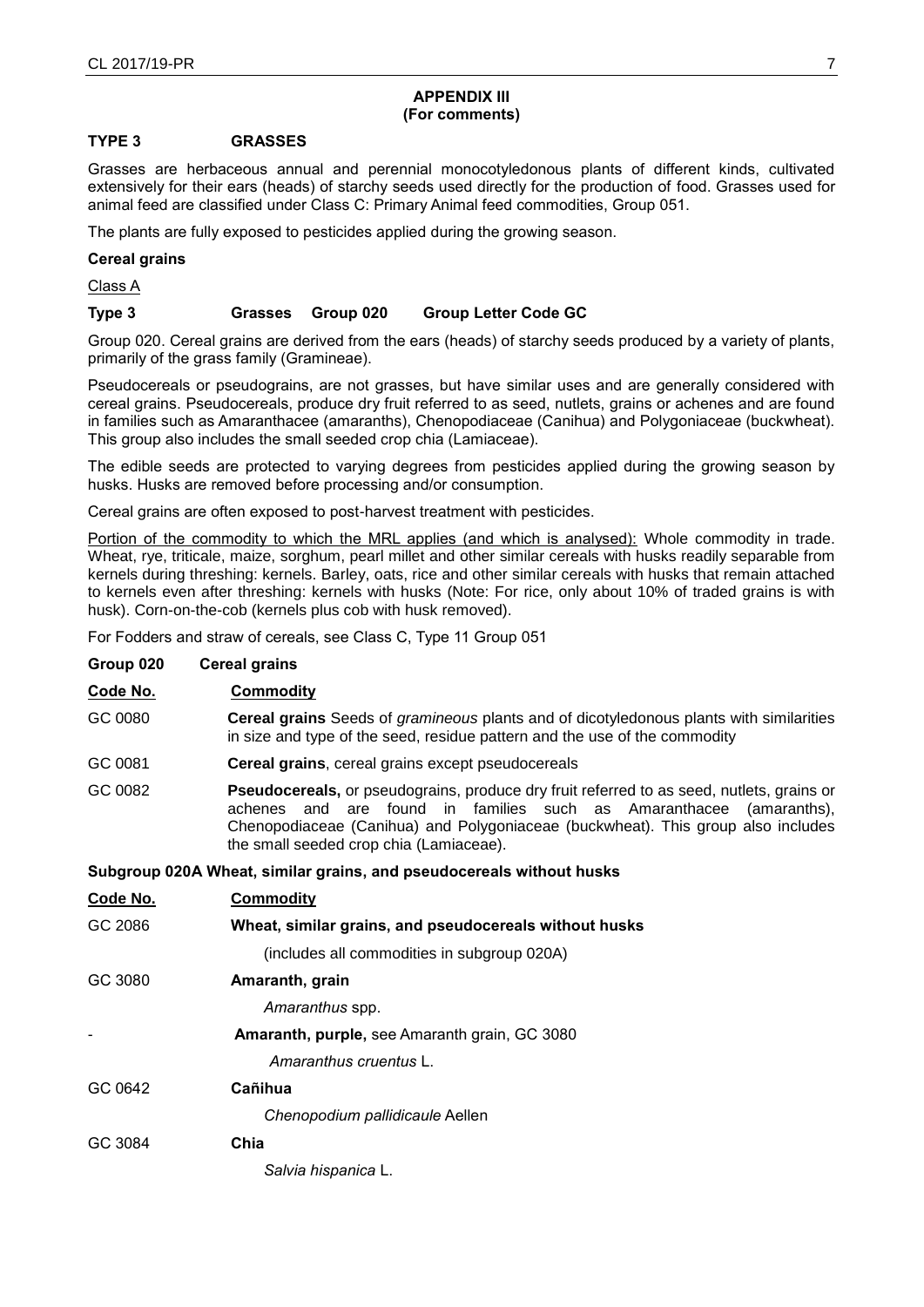**APPENDIX III**
**(For comments)**

**TYPE 3 GRASSES**

Grasses are herbaceous annual and perennial monocotyledonous plants of different kinds, cultivated extensively for their ears (heads) of starchy seeds used directly for the production of food. Grasses used for animal feed are classified under Class C: Primary Animal feed commodities, Group 051.

The plants are fully exposed to pesticides applied during the growing season.

**Cereal grains**

Class A

**Type 3 Grasses Group 020 Group Letter Code GC**

Group 020. Cereal grains are derived from the ears (heads) of starchy seeds produced by a variety of plants, primarily of the grass family (Gramineae).

Pseudocereals or pseudograins, are not grasses, but have similar uses and are generally considered with cereal grains. Pseudocereals, produce dry fruit referred to as seed, nutlets, grains or achenes and are found in families such as Amaranthacee (amaranths), Chenopodiaceae (Canihua) and Polygoniaceae (buckwheat). This group also includes the small seeded crop chia (Lamiaceae).

The edible seeds are protected to varying degrees from pesticides applied during the growing season by husks. Husks are removed before processing and/or consumption.

Cereal grains are often exposed to post-harvest treatment with pesticides.

Portion of the commodity to which the MRL applies (and which is analysed): Whole commodity in trade. Wheat, rye, triticale, maize, sorghum, pearl millet and other similar cereals with husks readily separable from kernels during threshing: kernels. Barley, oats, rice and other similar cereals with husks that remain attached to kernels even after threshing: kernels with husks (Note: For rice, only about 10% of traded grains is with husk). Corn-on-the-cob (kernels plus cob with husk removed).

For Fodders and straw of cereals, see Class C, Type 11 Group 051

**Group 020 Cereal grains**

| Code No. | Commodity |
|---|---|
| GC 0080 | **Cereal grains** Seeds of *gramineous* plants and of dicotyledonous plants with similarities in size and type of the seed, residue pattern and the use of the commodity |
| GC 0081 | **Cereal grains**, cereal grains except pseudocereals |
| GC 0082 | **Pseudocereals,** or pseudograins, produce dry fruit referred to as seed, nutlets, grains or achenes and are found in families such as Amaranthacee (amaranths), Chenopodiaceae (Canihua) and Polygoniaceae (buckwheat). This group also includes the small seeded crop chia (Lamiaceae). |

**Subgroup 020A Wheat, similar grains, and pseudocereals without husks**

| Code No. | Commodity |
|---|---|
| GC 2086 | **Wheat, similar grains, and pseudocereals without husks** |
| | (includes all commodities in subgroup 020A) |
| GC 3080 | **Amaranth, grain** |
| | *Amaranthus* spp. |
| - | **Amaranth, purple,** see Amaranth grain, GC 3080 |
| | *Amaranthus cruentus* L. |
| GC 0642 | **Cañihua** |
| | *Chenopodium pallidicaule* Aellen |
| GC 3084 | **Chia** |
| | *Salvia hispanica* L. |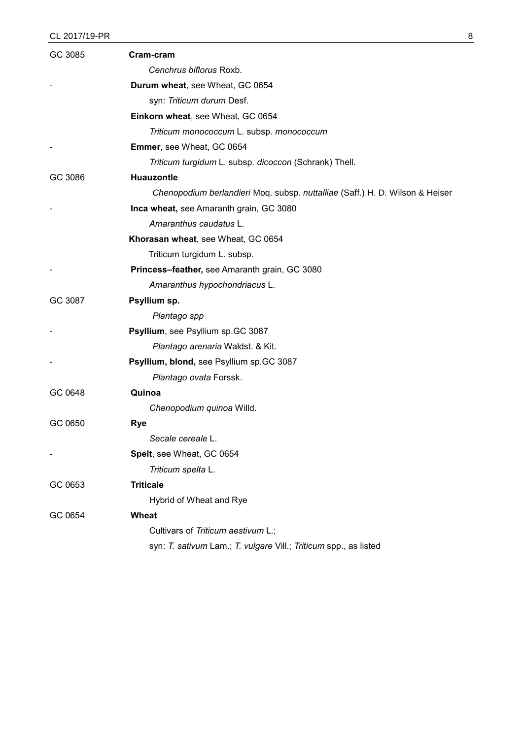| | |
|---|---|
| GC 3085 | **Cram-cram** |
| | *Cenchrus biflorus* Roxb. |
| - | **Durum wheat**, see Wheat, GC 0654 |
| | syn: *Triticum durum* Desf. |
| | **Einkorn wheat**, see Wheat, GC 0654 |
| | *Triticum monococcum* L. subsp. *monococcum* |
| - | **Emmer**, see Wheat, GC 0654 |
| | *Triticum turgidum* L. subsp. *dicoccon* (Schrank) Thell. |
| GC 3086 | **Huauzontle** |
| | *Chenopodium berlandieri* Moq. subsp. *nuttalliae* (Saff.) H. D. Wilson & Heiser |
| - | **Inca wheat,** see Amaranth grain, GC 3080 |
| | *Amaranthus caudatus* L. |
| | **Khorasan wheat**, see Wheat, GC 0654 |
| | Triticum turgidum L. subsp. |
| - | **Princess–feather,** see Amaranth grain, GC 3080 |
| | *Amaranthus hypochondriacus* L. |
| GC 3087 | **Psyllium sp.** |
| | *Plantago spp* |
| - | **Psyllium**, see Psyllium sp.GC 3087 |
| | *Plantago arenaria* Waldst. & Kit. |
| - | **Psyllium, blond,** see Psyllium sp.GC 3087 |
| | *Plantago ovata* Forssk. |
| GC 0648 | **Quinoa** |
| | *Chenopodium quinoa* Willd. |
| GC 0650 | **Rye** |
| | *Secale cereale* L. |
| - | **Spelt**, see Wheat, GC 0654 |
| | *Triticum spelta* L. |
| GC 0653 | **Triticale** |
| | Hybrid of Wheat and Rye |
| GC 0654 | **Wheat** |
| | Cultivars of *Triticum aestivum* L.; |
| | syn: *T. sativum* Lam.; *T. vulgare* Vill.; *Triticum* spp., as listed |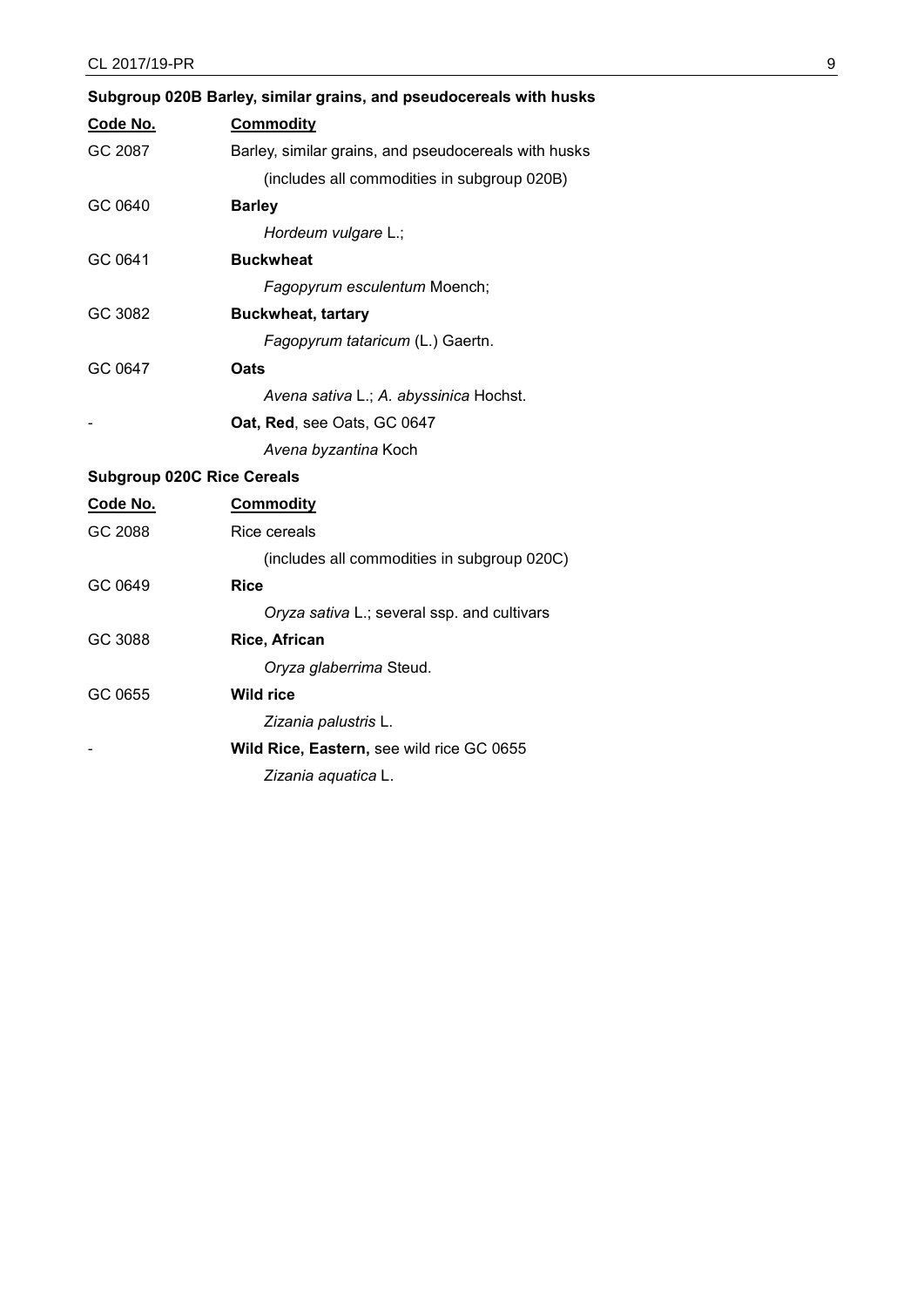**Subgroup 020B Barley, similar grains, and pseudocereals with husks**

| Code No. | Commodity |
|---|---|
| GC 2087 | Barley, similar grains, and pseudocereals with husks |
| | (includes all commodities in subgroup 020B) |
| GC 0640 | **Barley** |
| | *Hordeum vulgare* L.; |
| GC 0641 | **Buckwheat** |
| | *Fagopyrum esculentum* Moench; |
| GC 3082 | **Buckwheat, tartary** |
| | *Fagopyrum tataricum* (L.) Gaertn. |
| GC 0647 | **Oats** |
| | *Avena sativa* L.; *A. abyssinica* Hochst. |
| - | **Oat, Red**, see Oats, GC 0647 |
| | *Avena byzantina* Koch |

**Subgroup 020C Rice Cereals**

| Code No. | Commodity |
|---|---|
| GC 2088 | Rice cereals |
| | (includes all commodities in subgroup 020C) |
| GC 0649 | **Rice** |
| | *Oryza sativa* L.; several ssp. and cultivars |
| GC 3088 | **Rice, African** |
| | *Oryza glaberrima* Steud. |
| GC 0655 | **Wild rice** |
| | *Zizania palustris* L. |
| - | **Wild Rice, Eastern,** see wild rice GC 0655 |
| | *Zizania aquatica* L. |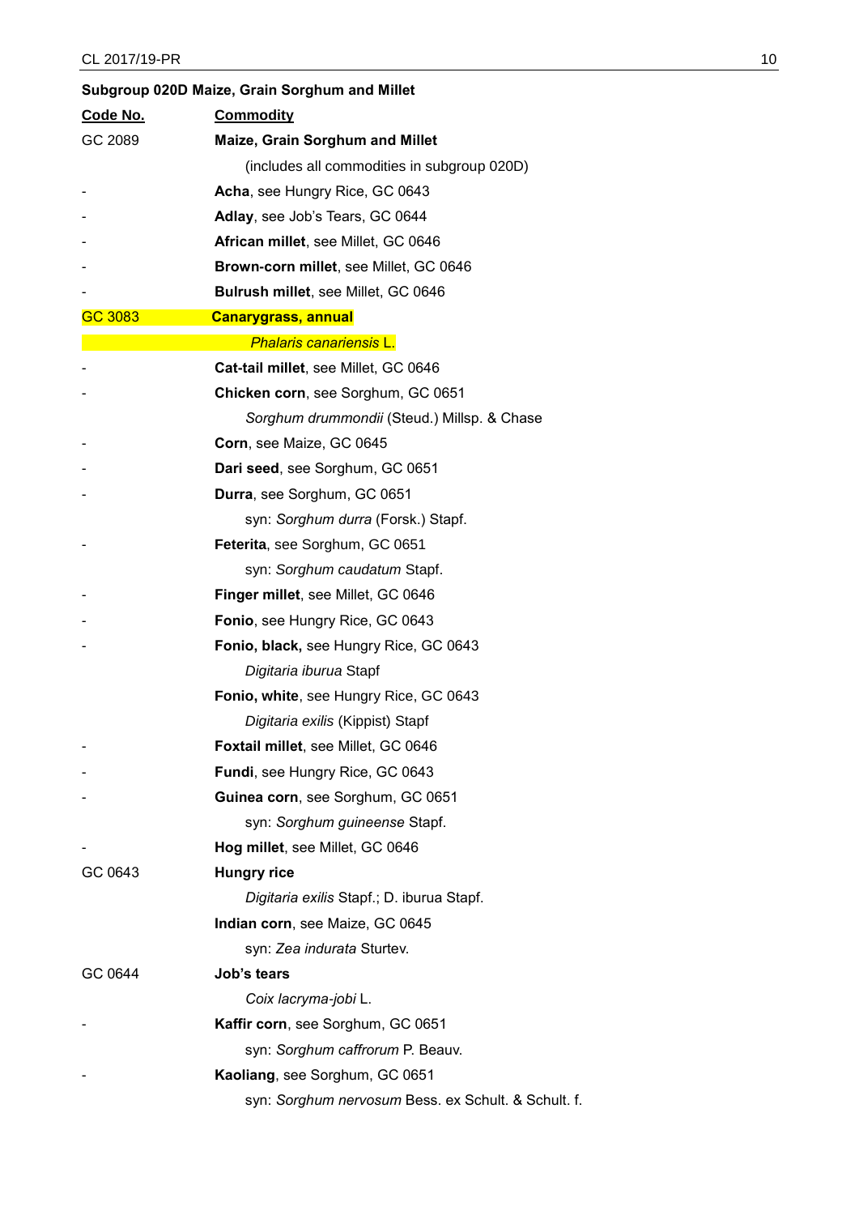**Subgroup 020D Maize, Grain Sorghum and Millet**

| Code No. | Commodity |
|---|---|
| GC 2089 | **Maize, Grain Sorghum and Millet** |
| | (includes all commodities in subgroup 020D) |
| - | **Acha**, see Hungry Rice, GC 0643 |
| - | **Adlay**, see Job's Tears, GC 0644 |
| - | **African millet**, see Millet, GC 0646 |
| - | **Brown-corn millet**, see Millet, GC 0646 |
| - | **Bulrush millet**, see Millet, GC 0646 |
| GC 3083 | **Canarygrass, annual** |
| | *Phalaris canariensis* L. |
| - | **Cat-tail millet**, see Millet, GC 0646 |
| - | **Chicken corn**, see Sorghum, GC 0651 |
| | *Sorghum drummondii* (Steud.) Millsp. & Chase |
| - | **Corn**, see Maize, GC 0645 |
| - | **Dari seed**, see Sorghum, GC 0651 |
| - | **Durra**, see Sorghum, GC 0651 |
| | syn: *Sorghum durra* (Forsk.) Stapf. |
| - | **Feterita**, see Sorghum, GC 0651 |
| | syn: *Sorghum caudatum* Stapf. |
| - | **Finger millet**, see Millet, GC 0646 |
| - | **Fonio**, see Hungry Rice, GC 0643 |
| - | **Fonio, black,** see Hungry Rice, GC 0643 |
| | *Digitaria iburua* Stapf |
| | **Fonio, white**, see Hungry Rice, GC 0643 |
| | *Digitaria exilis* (Kippist) Stapf |
| - | **Foxtail millet**, see Millet, GC 0646 |
| - | **Fundi**, see Hungry Rice, GC 0643 |
| - | **Guinea corn**, see Sorghum, GC 0651 |
| | syn: *Sorghum guineense* Stapf. |
| - | **Hog millet**, see Millet, GC 0646 |
| GC 0643 | **Hungry rice** |
| | *Digitaria exilis* Stapf.; D. iburua Stapf. |
| | **Indian corn**, see Maize, GC 0645 |
| | syn: *Zea indurata* Sturtev. |
| GC 0644 | **Job's tears** |
| | *Coix lacryma-jobi* L. |
| - | **Kaffir corn**, see Sorghum, GC 0651 |
| | syn: *Sorghum caffrorum* P. Beauv. |
| - | **Kaoliang**, see Sorghum, GC 0651 |
| | syn: *Sorghum nervosum* Bess. ex Schult. & Schult. f. |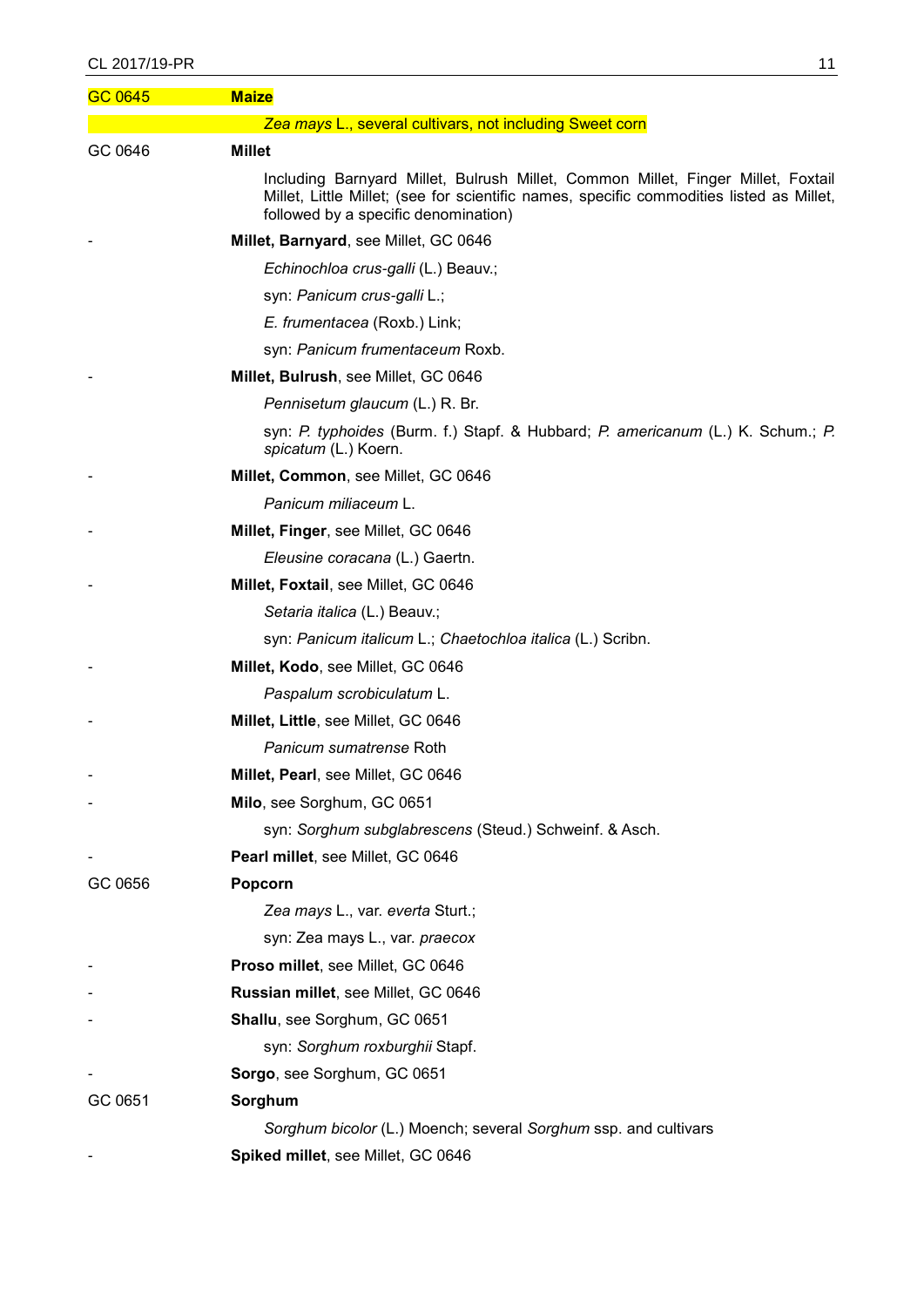| | |
|---|---|
| GC 0645 | **Maize** |
| | *Zea mays* L., several cultivars, not including Sweet corn |
| GC 0646 | **Millet** |
| | Including Barnyard Millet, Bulrush Millet, Common Millet, Finger Millet, Foxtail Millet, Little Millet; (see for scientific names, specific commodities listed as Millet, followed by a specific denomination) |
| - | **Millet, Barnyard**, see Millet, GC 0646 |
| | *Echinochloa crus-galli* (L.) Beauv.; |
| | syn: *Panicum crus-galli* L.; |
| | *E. frumentacea* (Roxb.) Link; |
| | syn: *Panicum frumentaceum* Roxb. |
| - | **Millet, Bulrush**, see Millet, GC 0646 |
| | *Pennisetum glaucum* (L.) R. Br. |
| | syn: *P. typhoides* (Burm. f.) Stapf. & Hubbard; *P. americanum* (L.) K. Schum.; *P. spicatum* (L.) Koern. |
| - | **Millet, Common**, see Millet, GC 0646 |
| | *Panicum miliaceum* L. |
| - | **Millet, Finger**, see Millet, GC 0646 |
| | *Eleusine coracana* (L.) Gaertn. |
| - | **Millet, Foxtail**, see Millet, GC 0646 |
| | *Setaria italica* (L.) Beauv.; |
| | syn: *Panicum italicum* L.; *Chaetochloa italica* (L.) Scribn. |
| - | **Millet, Kodo**, see Millet, GC 0646 |
| | *Paspalum scrobiculatum* L. |
| - | **Millet, Little**, see Millet, GC 0646 |
| | *Panicum sumatrense* Roth |
| - | **Millet, Pearl**, see Millet, GC 0646 |
| - | **Milo**, see Sorghum, GC 0651 |
| | syn: *Sorghum subglabrescens* (Steud.) Schweinf. & Asch. |
| - | **Pearl millet**, see Millet, GC 0646 |
| GC 0656 | **Popcorn** |
| | *Zea mays* L., var. *everta* Sturt.; |
| | syn: Zea mays L., var. *praecox* |
| - | **Proso millet**, see Millet, GC 0646 |
| - | **Russian millet**, see Millet, GC 0646 |
| - | **Shallu**, see Sorghum, GC 0651 |
| | syn: *Sorghum roxburghii* Stapf. |
| - | **Sorgo**, see Sorghum, GC 0651 |
| GC 0651 | **Sorghum** |
| | *Sorghum bicolor* (L.) Moench; several *Sorghum* ssp. and cultivars |
| - | **Spiked millet**, see Millet, GC 0646 |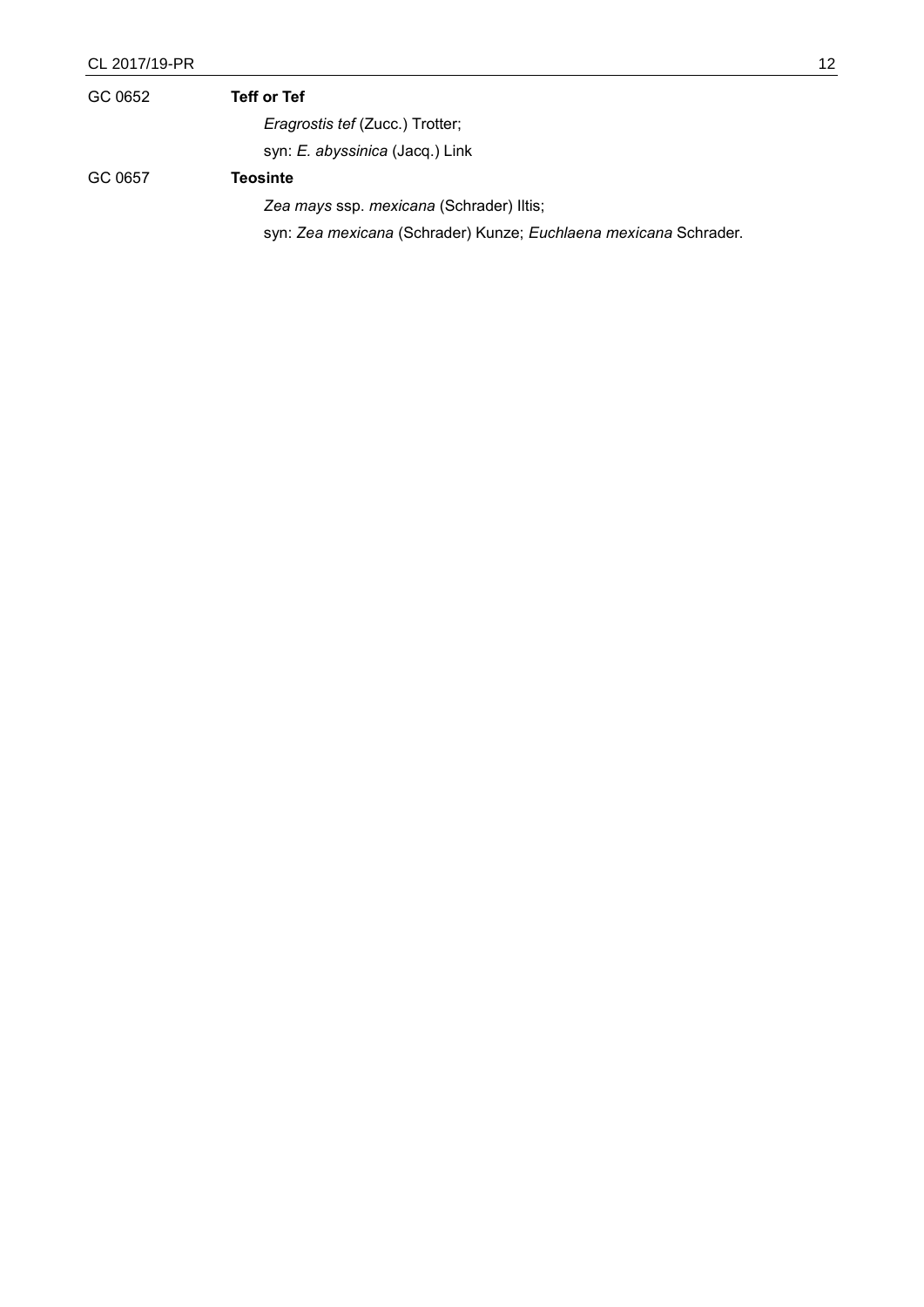GC 0652 **Teff or Tef**

*Eragrostis tef* (Zucc.) Trotter;

syn: *E. abyssinica* (Jacq.) Link

GC 0657 **Teosinte**

*Zea mays* ssp. *mexicana* (Schrader) Iltis;

syn: *Zea mexicana* (Schrader) Kunze; *Euchlaena mexicana* Schrader.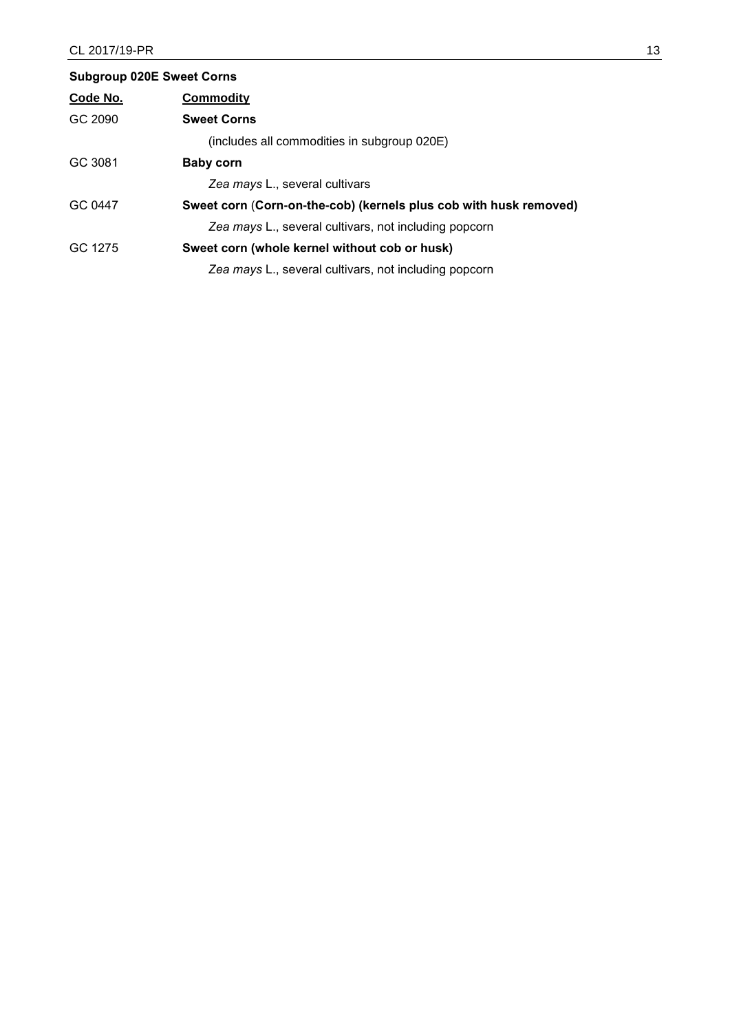**Subgroup 020E Sweet Corns**

| Code No. | Commodity |
|---|---|
| GC 2090 | **Sweet Corns** |
| | (includes all commodities in subgroup 020E) |
| GC 3081 | **Baby corn** |
| | *Zea mays* L., several cultivars |
| GC 0447 | **Sweet corn (Corn-on-the-cob) (kernels plus cob with husk removed)** |
| | *Zea mays* L., several cultivars, not including popcorn |
| GC 1275 | **Sweet corn (whole kernel without cob or husk)** |
| | *Zea mays* L., several cultivars, not including popcorn |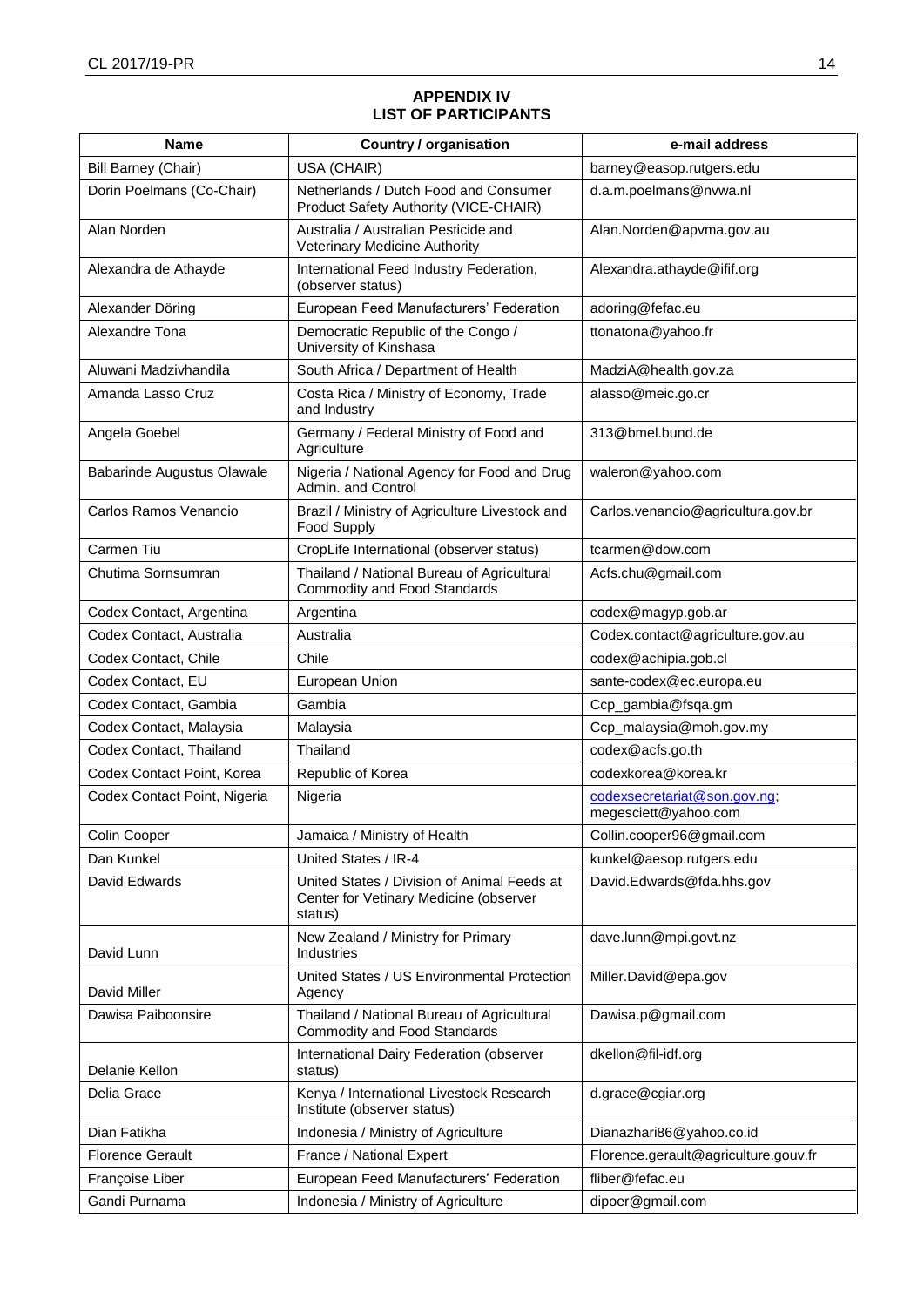**APPENDIX IV**
**LIST OF PARTICIPANTS**

| Name | Country / organisation | e-mail address |
|---|---|---|
| Bill Barney (Chair) | USA (CHAIR) | barney@easop.rutgers.edu |
| Dorin Poelmans (Co-Chair) | Netherlands / Dutch Food and Consumer Product Safety Authority (VICE-CHAIR) | d.a.m.poelmans@nvwa.nl |
| Alan Norden | Australia / Australian Pesticide and Veterinary Medicine Authority | Alan.Norden@apvma.gov.au |
| Alexandra de Athayde | International Feed Industry Federation, (observer status) | Alexandra.athayde@ifif.org |
| Alexander Döring | European Feed Manufacturers' Federation | adoring@fefac.eu |
| Alexandre Tona | Democratic Republic of the Congo / University of Kinshasa | ttonatona@yahoo.fr |
| Aluwani Madzivhandila | South Africa / Department of Health | MadziA@health.gov.za |
| Amanda Lasso Cruz | Costa Rica / Ministry of Economy, Trade and Industry | alasso@meic.go.cr |
| Angela Goebel | Germany / Federal Ministry of Food and Agriculture | 313@bmel.bund.de |
| Babarinde Augustus Olawale | Nigeria / National Agency for Food and Drug Admin. and Control | waleron@yahoo.com |
| Carlos Ramos Venancio | Brazil / Ministry of Agriculture Livestock and Food Supply | Carlos.venancio@agricultura.gov.br |
| Carmen Tiu | CropLife International (observer status) | tcarmen@dow.com |
| Chutima Sornsumran | Thailand / National Bureau of Agricultural Commodity and Food Standards | Acfs.chu@gmail.com |
| Codex Contact, Argentina | Argentina | codex@magyp.gob.ar |
| Codex Contact, Australia | Australia | Codex.contact@agriculture.gov.au |
| Codex Contact, Chile | Chile | codex@achipia.gob.cl |
| Codex Contact, EU | European Union | sante-codex@ec.europa.eu |
| Codex Contact, Gambia | Gambia | Ccp_gambia@fsqa.gm |
| Codex Contact, Malaysia | Malaysia | Ccp_malaysia@moh.gov.my |
| Codex Contact, Thailand | Thailand | codex@acfs.go.th |
| Codex Contact Point, Korea | Republic of Korea | codexkorea@korea.kr |
| Codex Contact Point, Nigeria | Nigeria | codexsecretariat@son.gov.ng; megesciett@yahoo.com |
| Colin Cooper | Jamaica / Ministry of Health | Collin.cooper96@gmail.com |
| Dan Kunkel | United States / IR-4 | kunkel@aesop.rutgers.edu |
| David Edwards | United States / Division of Animal Feeds at Center for Vetinary Medicine (observer status) | David.Edwards@fda.hhs.gov |
| David Lunn | New Zealand / Ministry for Primary Industries | dave.lunn@mpi.govt.nz |
| David Miller | United States / US Environmental Protection Agency | Miller.David@epa.gov |
| Dawisa Paiboonsire | Thailand / National Bureau of Agricultural Commodity and Food Standards | Dawisa.p@gmail.com |
| Delanie Kellon | International Dairy Federation (observer status) | dkellon@fil-idf.org |
| Delia Grace | Kenya / International Livestock Research Institute (observer status) | d.grace@cgiar.org |
| Dian Fatikha | Indonesia / Ministry of Agriculture | Dianazhari86@yahoo.co.id |
| Florence Gerault | France / National Expert | Florence.gerault@agriculture.gouv.fr |
| Françoise Liber | European Feed Manufacturers' Federation | fliber@fefac.eu |
| Gandi Purnama | Indonesia / Ministry of Agriculture | dipoer@gmail.com |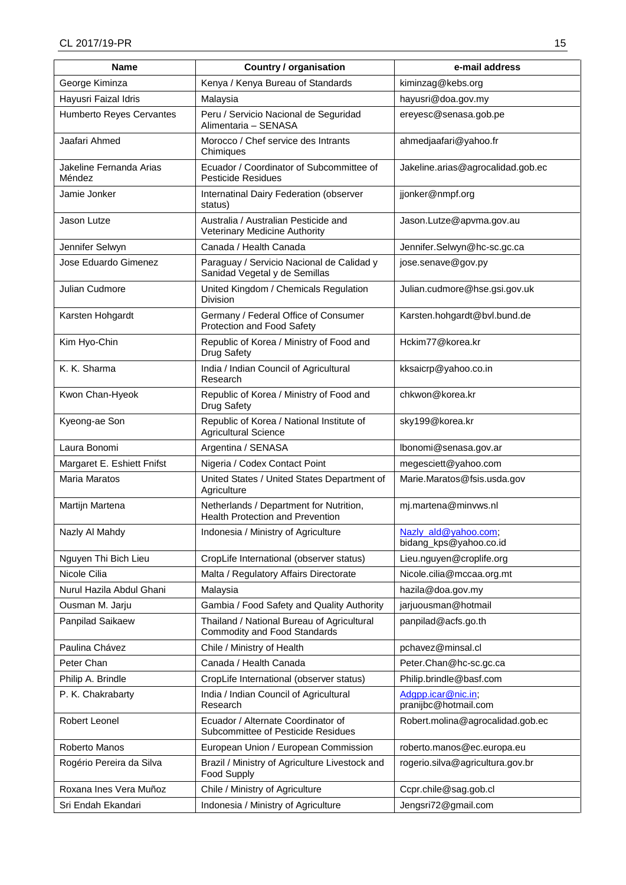| Name | Country / organisation | e-mail address |
|---|---|---|
| George Kiminza | Kenya / Kenya Bureau of Standards | kiminzag@kebs.org |
| Hayusri Faizal Idris | Malaysia | hayusri@doa.gov.my |
| Humberto Reyes Cervantes | Peru / Servicio Nacional de Seguridad Alimentaria – SENASA | ereyesc@senasa.gob.pe |
| Jaafari Ahmed | Morocco / Chef service des Intrants Chimiques | ahmedjaafari@yahoo.fr |
| Jakeline Fernanda Arias Méndez | Ecuador / Coordinator of Subcommittee of Pesticide Residues | Jakeline.arias@agrocalidad.gob.ec |
| Jamie Jonker | Internatinal Dairy Federation (observer status) | jjonker@nmpf.org |
| Jason Lutze | Australia / Australian Pesticide and Veterinary Medicine Authority | Jason.Lutze@apvma.gov.au |
| Jennifer Selwyn | Canada / Health Canada | Jennifer.Selwyn@hc-sc.gc.ca |
| Jose Eduardo Gimenez | Paraguay / Servicio Nacional de Calidad y Sanidad Vegetal y de Semillas | jose.senave@gov.py |
| Julian Cudmore | United Kingdom / Chemicals Regulation Division | Julian.cudmore@hse.gsi.gov.uk |
| Karsten Hohgardt | Germany / Federal Office of Consumer Protection and Food Safety | Karsten.hohgardt@bvl.bund.de |
| Kim Hyo-Chin | Republic of Korea / Ministry of Food and Drug Safety | Hckim77@korea.kr |
| K. K. Sharma | India / Indian Council of Agricultural Research | kksaicrp@yahoo.co.in |
| Kwon Chan-Hyeok | Republic of Korea / Ministry of Food and Drug Safety | chkwon@korea.kr |
| Kyeong-ae Son | Republic of Korea / National Institute of Agricultural Science | sky199@korea.kr |
| Laura Bonomi | Argentina / SENASA | lbonomi@senasa.gov.ar |
| Margaret E. Eshiett Fnifst | Nigeria / Codex Contact Point | megesciett@yahoo.com |
| Maria Maratos | United States / United States Department of Agriculture | Marie.Maratos@fsis.usda.gov |
| Martijn Martena | Netherlands / Department for Nutrition, Health Protection and Prevention | mj.martena@minvws.nl |
| Nazly Al Mahdy | Indonesia / Ministry of Agriculture | Nazly_ald@yahoo.com; bidang_kps@yahoo.co.id |
| Nguyen Thi Bich Lieu | CropLife International (observer status) | Lieu.nguyen@croplife.org |
| Nicole Cilia | Malta / Regulatory Affairs Directorate | Nicole.cilia@mccaa.org.mt |
| Nurul Hazila Abdul Ghani | Malaysia | hazila@doa.gov.my |
| Ousman M. Jarju | Gambia / Food Safety and Quality Authority | jarjuousman@hotmail |
| Panpilad Saikaew | Thailand / National Bureau of Agricultural Commodity and Food Standards | panpilad@acfs.go.th |
| Paulina Chávez | Chile / Ministry of Health | pchavez@minsal.cl |
| Peter Chan | Canada / Health Canada | Peter.Chan@hc-sc.gc.ca |
| Philip A. Brindle | CropLife International (observer status) | Philip.brindle@basf.com |
| P. K. Chakrabarty | India / Indian Council of Agricultural Research | Adgpp.icar@nic.in; pranijbc@hotmail.com |
| Robert Leonel | Ecuador / Alternate Coordinator of Subcommittee of Pesticide Residues | Robert.molina@agrocalidad.gob.ec |
| Roberto Manos | European Union / European Commission | roberto.manos@ec.europa.eu |
| Rogério Pereira da Silva | Brazil / Ministry of Agriculture Livestock and Food Supply | rogerio.silva@agricultura.gov.br |
| Roxana Ines Vera Muñoz | Chile / Ministry of Agriculture | Ccpr.chile@sag.gob.cl |
| Sri Endah Ekandari | Indonesia / Ministry of Agriculture | Jengsri72@gmail.com |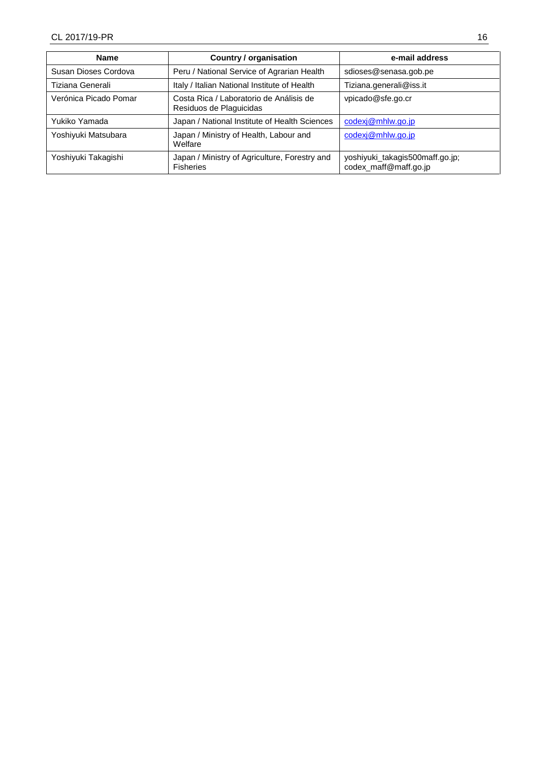| Name | Country / organisation | e-mail address |
| --- | --- | --- |
| Susan Dioses Cordova | Peru / National Service of Agrarian Health | sdioses@senasa.gob.pe |
| Tiziana Generali | Italy / Italian National Institute of Health | Tiziana.generali@iss.it |
| Verónica Picado Pomar | Costa Rica / Laboratorio de Análisis de Residuos de Plaguicidas | vpicado@sfe.go.cr |
| Yukiko Yamada | Japan / National Institute of Health Sciences | codexj@mhlw.go.jp |
| Yoshiyuki Matsubara | Japan / Ministry of Health, Labour and Welfare | codexj@mhlw.go.jp |
| Yoshiyuki Takagishi | Japan / Ministry of Agriculture, Forestry and Fisheries | yoshiyuki_takagis500maff.go.jp; codex_maff@maff.go.jp |